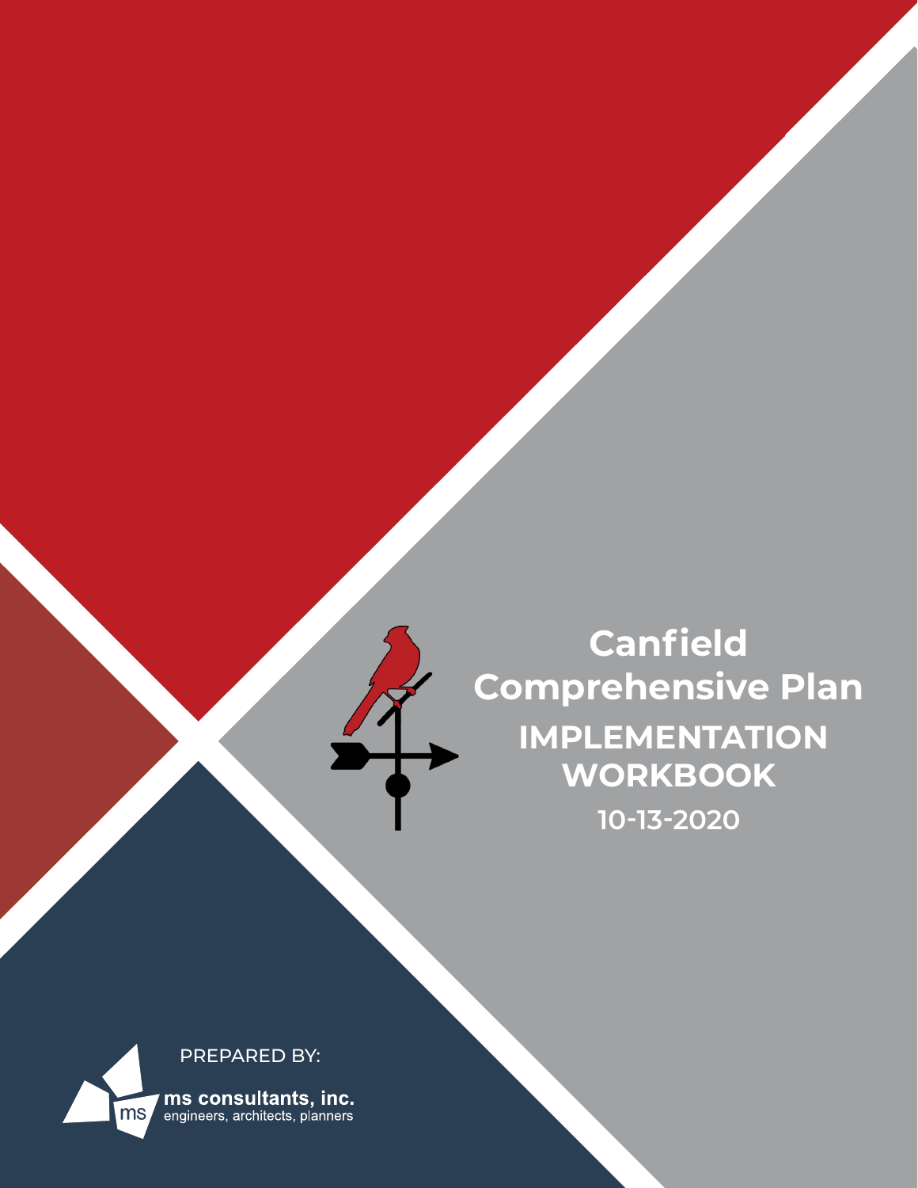# Canfield Comprehensive Plan

## IMPLEMENTATION WORKBOOK

10-13-2020

PREPARED BY:

ms consultants, inc.
engineers, architects, planners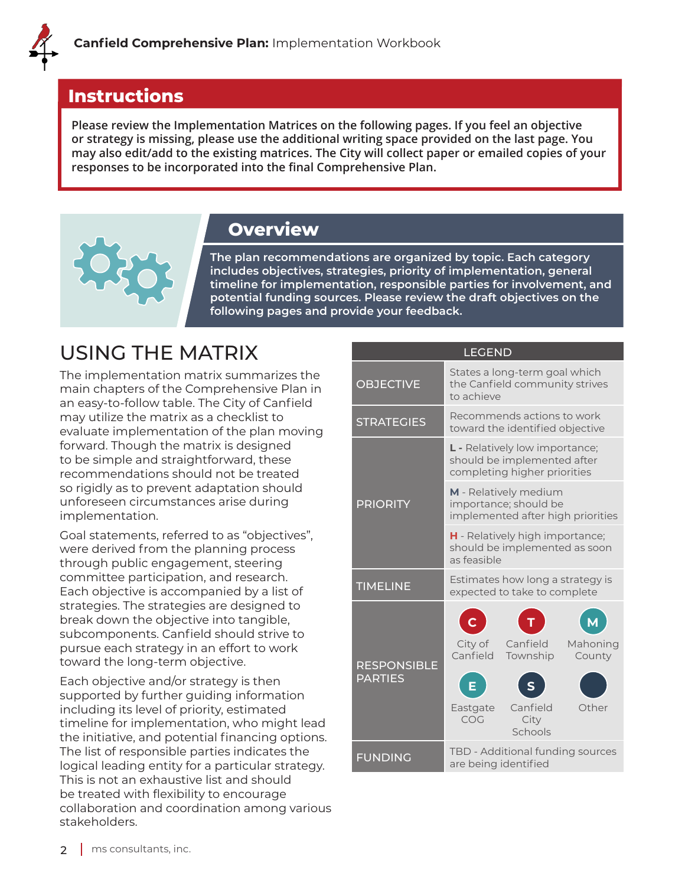## Instructions

**Please review the Implementation Matrices on the following pages. If you feel an objective or strategy is missing, please use the additional writing space provided on the last page. You may also edit/add to the existing matrices. The City will collect paper or emailed copies of your responses to be incorporated into the final Comprehensive Plan.**

## Overview

**The plan recommendations are organized by topic. Each category includes objectives, strategies, priority of implementation, general timeline for implementation, responsible parties for involvement, and potential funding sources. Please review the draft objectives on the following pages and provide your feedback.**

# USING THE MATRIX

The implementation matrix summarizes the main chapters of the Comprehensive Plan in an easy-to-follow table. The City of Canfield may utilize the matrix as a checklist to evaluate implementation of the plan moving forward. Though the matrix is designed to be simple and straightforward, these recommendations should not be treated so rigidly as to prevent adaptation should unforeseen circumstances arise during implementation.

Goal statements, referred to as "objectives", were derived from the planning process through public engagement, steering committee participation, and research. Each objective is accompanied by a list of strategies. The strategies are designed to break down the objective into tangible, subcomponents. Canfield should strive to pursue each strategy in an effort to work toward the long-term objective.

Each objective and/or strategy is then supported by further guiding information including its level of priority, estimated timeline for implementation, who might lead the initiative, and potential financing options. The list of responsible parties indicates the logical leading entity for a particular strategy. This is not an exhaustive list and should be treated with flexibility to encourage collaboration and coordination among various stakeholders.

| LEGEND | |
|---|---|
| OBJECTIVE | States a long-term goal which the Canfield community strives to achieve |
| STRATEGIES | Recommends actions to work toward the identified objective |
| PRIORITY | **L -** Relatively low importance; should be implemented after completing higher priorities |
| | **M** - Relatively medium importance; should be implemented after high priorities |
| | **H** - Relatively high importance; should be implemented as soon as feasible |
| TIMELINE | Estimates how long a strategy is expected to take to complete |
| RESPONSIBLE PARTIES | C - City of Canfield; T - Canfield Township; M - Mahoning County; E - Eastgate COG; S - Canfield City Schools; Other |
| FUNDING | TBD - Additional funding sources are being identified |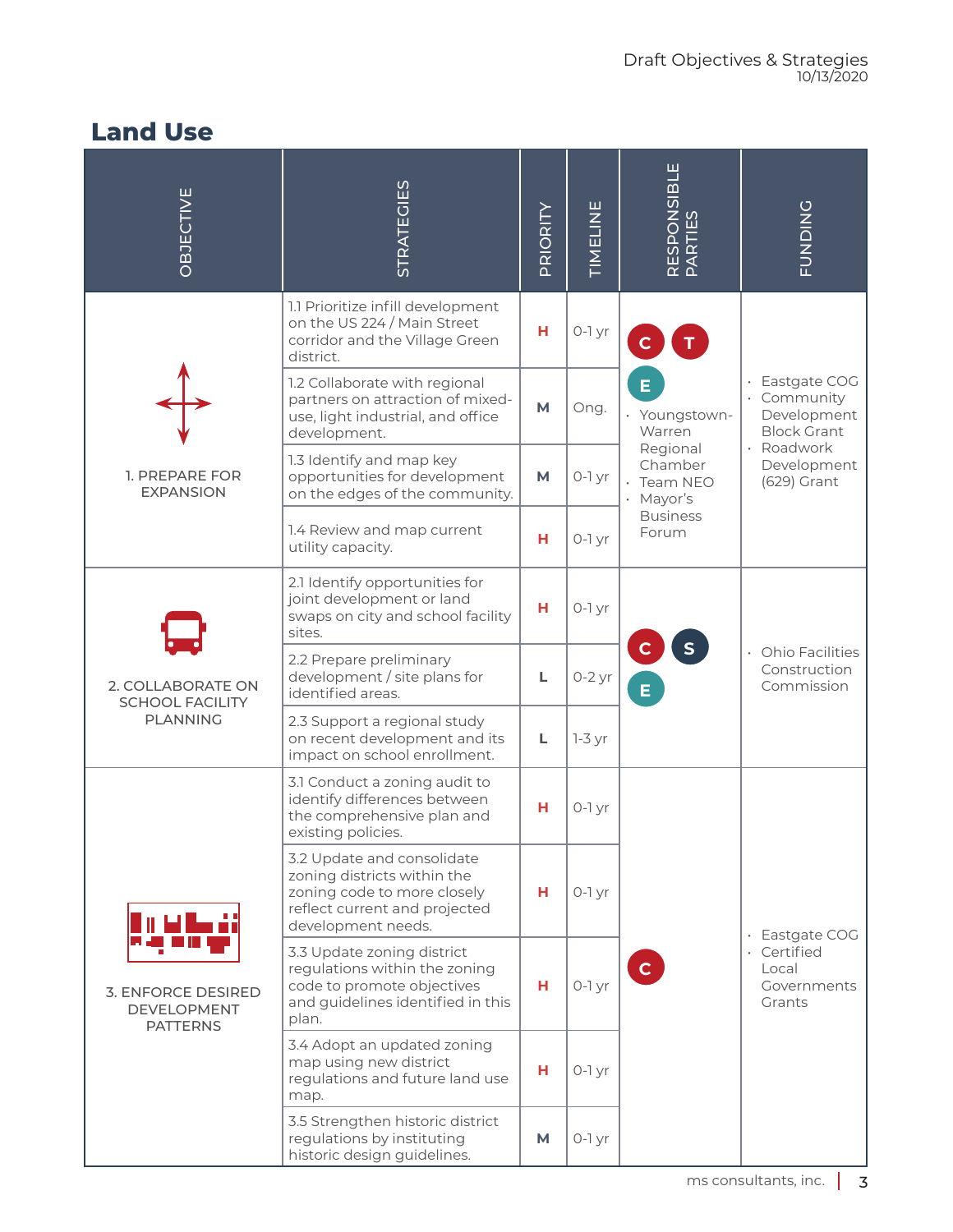## Land Use

| OBJECTIVE | STRATEGIES | PRIORITY | TIMELINE | RESPONSIBLE PARTIES | FUNDING |
|---|---|---|---|---|---|
| 1. PREPARE FOR EXPANSION | 1.1 Prioritize infill development on the US 224 / Main Street corridor and the Village Green district. | H | 0-1 yr | C T E<br>• Youngstown-Warren Regional Chamber<br>• Team NEO<br>• Mayor's Business Forum | • Eastgate COG<br>• Community Development Block Grant<br>• Roadwork Development (629) Grant |
| | 1.2 Collaborate with regional partners on attraction of mixed-use, light industrial, and office development. | M | Ong. | | |
| | 1.3 Identify and map key opportunities for development on the edges of the community. | M | 0-1 yr | | |
| | 1.4 Review and map current utility capacity. | H | 0-1 yr | | |
| 2. COLLABORATE ON SCHOOL FACILITY PLANNING | 2.1 Identify opportunities for joint development or land swaps on city and school facility sites. | H | 0-1 yr | C S E | • Ohio Facilities Construction Commission |
| | 2.2 Prepare preliminary development / site plans for identified areas. | L | 0-2 yr | | |
| | 2.3 Support a regional study on recent development and its impact on school enrollment. | L | 1-3 yr | | |
| 3. ENFORCE DESIRED DEVELOPMENT PATTERNS | 3.1 Conduct a zoning audit to identify differences between the comprehensive plan and existing policies. | H | 0-1 yr | C | • Eastgate COG<br>• Certified Local Governments Grants |
| | 3.2 Update and consolidate zoning districts within the zoning code to more closely reflect current and projected development needs. | H | 0-1 yr | | |
| | 3.3 Update zoning district regulations within the zoning code to promote objectives and guidelines identified in this plan. | H | 0-1 yr | | |
| | 3.4 Adopt an updated zoning map using new district regulations and future land use map. | H | 0-1 yr | | |
| | 3.5 Strengthen historic district regulations by instituting historic design guidelines. | M | 0-1 yr | | |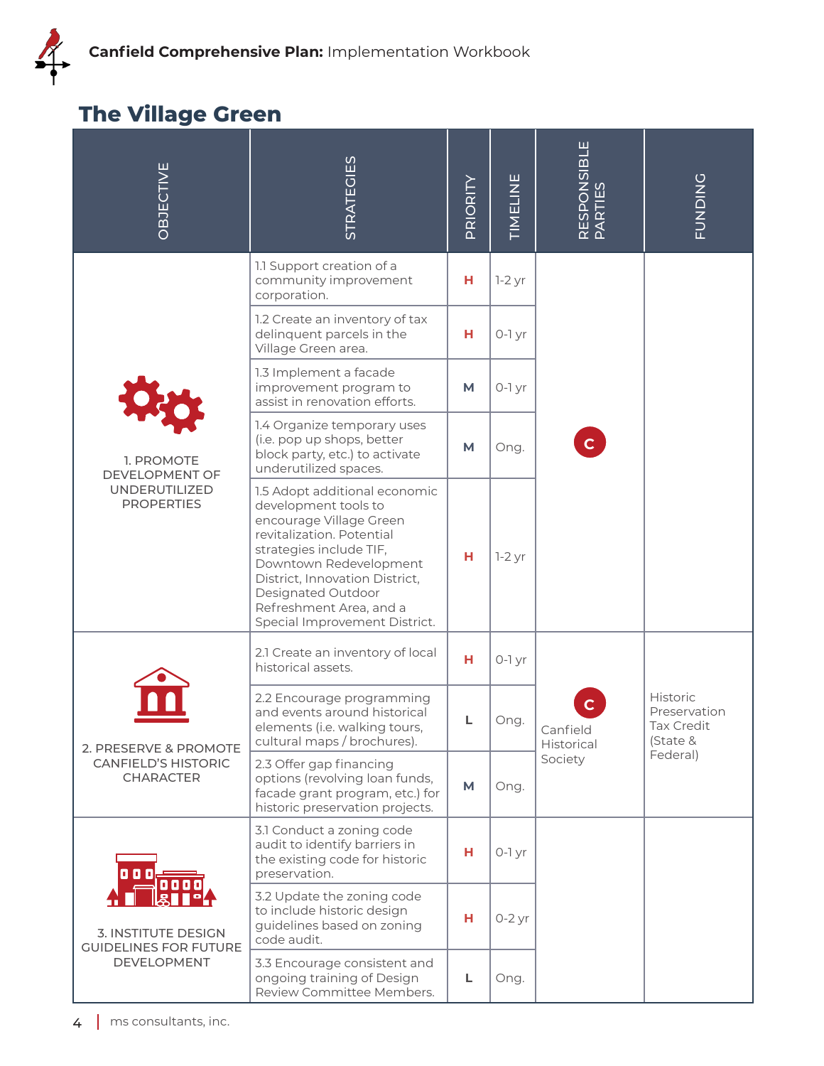## The Village Green

| OBJECTIVE | STRATEGIES | PRIORITY | TIMELINE | RESPONSIBLE PARTIES | FUNDING |
|---|---|---|---|---|---|
| 1. PROMOTE DEVELOPMENT OF UNDERUTILIZED PROPERTIES | 1.1 Support creation of a community improvement corporation. | H | 1-2 yr | C | |
| | 1.2 Create an inventory of tax delinquent parcels in the Village Green area. | H | 0-1 yr | | |
| | 1.3 Implement a facade improvement program to assist in renovation efforts. | M | 0-1 yr | | |
| | 1.4 Organize temporary uses (i.e. pop up shops, better block party, etc.) to activate underutilized spaces. | M | Ong. | | |
| | 1.5 Adopt additional economic development tools to encourage Village Green revitalization. Potential strategies include TIF, Downtown Redevelopment District, Innovation District, Designated Outdoor Refreshment Area, and a Special Improvement District. | H | 1-2 yr | | |
| 2. PRESERVE & PROMOTE CANFIELD'S HISTORIC CHARACTER | 2.1 Create an inventory of local historical assets. | H | 0-1 yr | C<br>Canfield Historical Society | Historic Preservation Tax Credit (State & Federal) |
| | 2.2 Encourage programming and events around historical elements (i.e. walking tours, cultural maps / brochures). | L | Ong. | | |
| | 2.3 Offer gap financing options (revolving loan funds, facade grant program, etc.) for historic preservation projects. | M | Ong. | | |
| 3. INSTITUTE DESIGN GUIDELINES FOR FUTURE DEVELOPMENT | 3.1 Conduct a zoning code audit to identify barriers in the existing code for historic preservation. | H | 0-1 yr | | |
| | 3.2 Update the zoning code to include historic design guidelines based on zoning code audit. | H | 0-2 yr | | |
| | 3.3 Encourage consistent and ongoing training of Design Review Committee Members. | L | Ong. | | |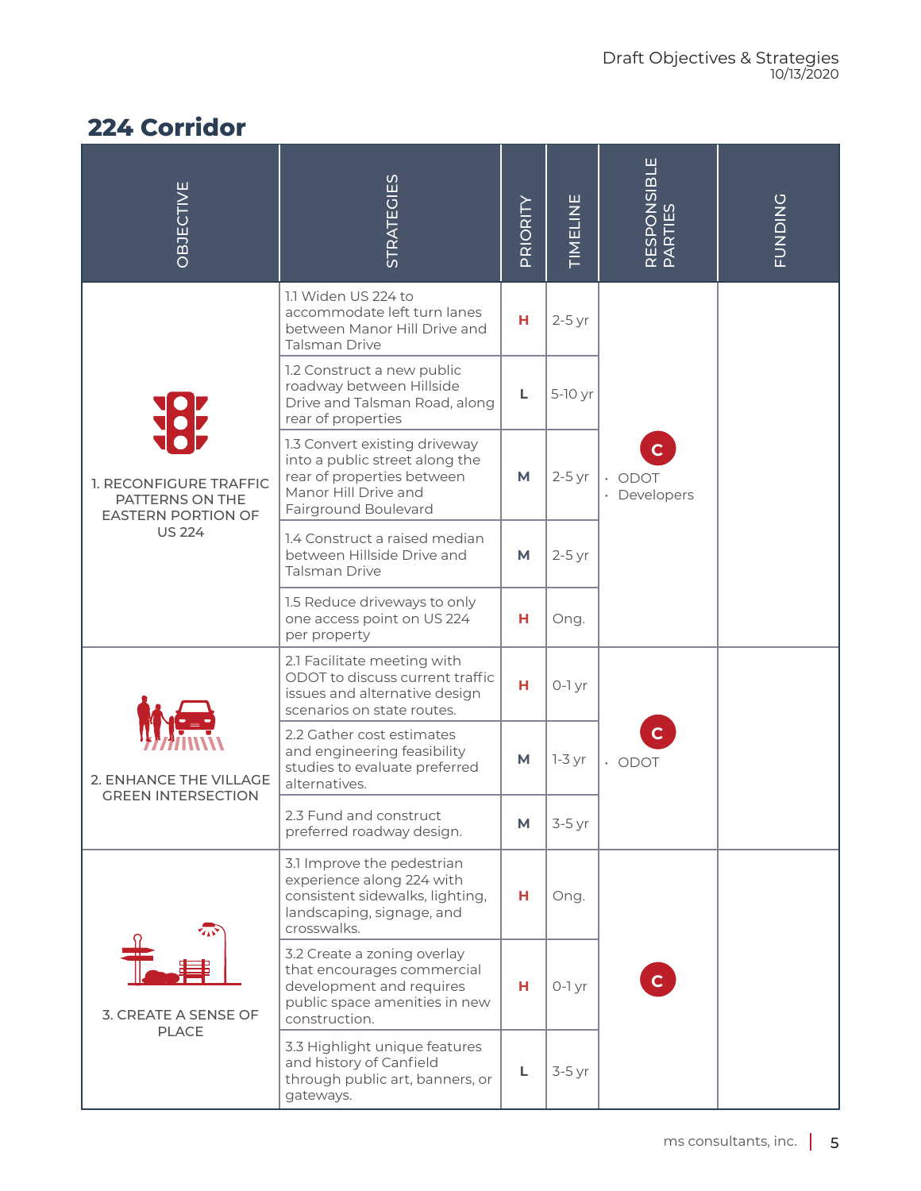## 224 Corridor

| OBJECTIVE | STRATEGIES | PRIORITY | TIMELINE | RESPONSIBLE PARTIES | FUNDING |
|---|---|---|---|---|---|
| 1. RECONFIGURE TRAFFIC PATTERNS ON THE EASTERN PORTION OF US 224 | 1.1 Widen US 224 to accommodate left turn lanes between Manor Hill Drive and Talsman Drive | H | 2-5 yr | C<br>· ODOT<br>· Developers | |
| | 1.2 Construct a new public roadway between Hillside Drive and Talsman Road, along rear of properties | L | 5-10 yr | | |
| | 1.3 Convert existing driveway into a public street along the rear of properties between Manor Hill Drive and Fairground Boulevard | M | 2-5 yr | | |
| | 1.4 Construct a raised median between Hillside Drive and Talsman Drive | M | 2-5 yr | | |
| | 1.5 Reduce driveways to only one access point on US 224 per property | H | Ong. | | |
| 2. ENHANCE THE VILLAGE GREEN INTERSECTION | 2.1 Facilitate meeting with ODOT to discuss current traffic issues and alternative design scenarios on state routes. | H | 0-1 yr | C<br>· ODOT | |
| | 2.2 Gather cost estimates and engineering feasibility studies to evaluate preferred alternatives. | M | 1-3 yr | | |
| | 2.3 Fund and construct preferred roadway design. | M | 3-5 yr | | |
| 3. CREATE A SENSE OF PLACE | 3.1 Improve the pedestrian experience along 224 with consistent sidewalks, lighting, landscaping, signage, and crosswalks. | H | Ong. | C | |
| | 3.2 Create a zoning overlay that encourages commercial development and requires public space amenities in new construction. | H | 0-1 yr | | |
| | 3.3 Highlight unique features and history of Canfield through public art, banners, or gateways. | L | 3-5 yr | | |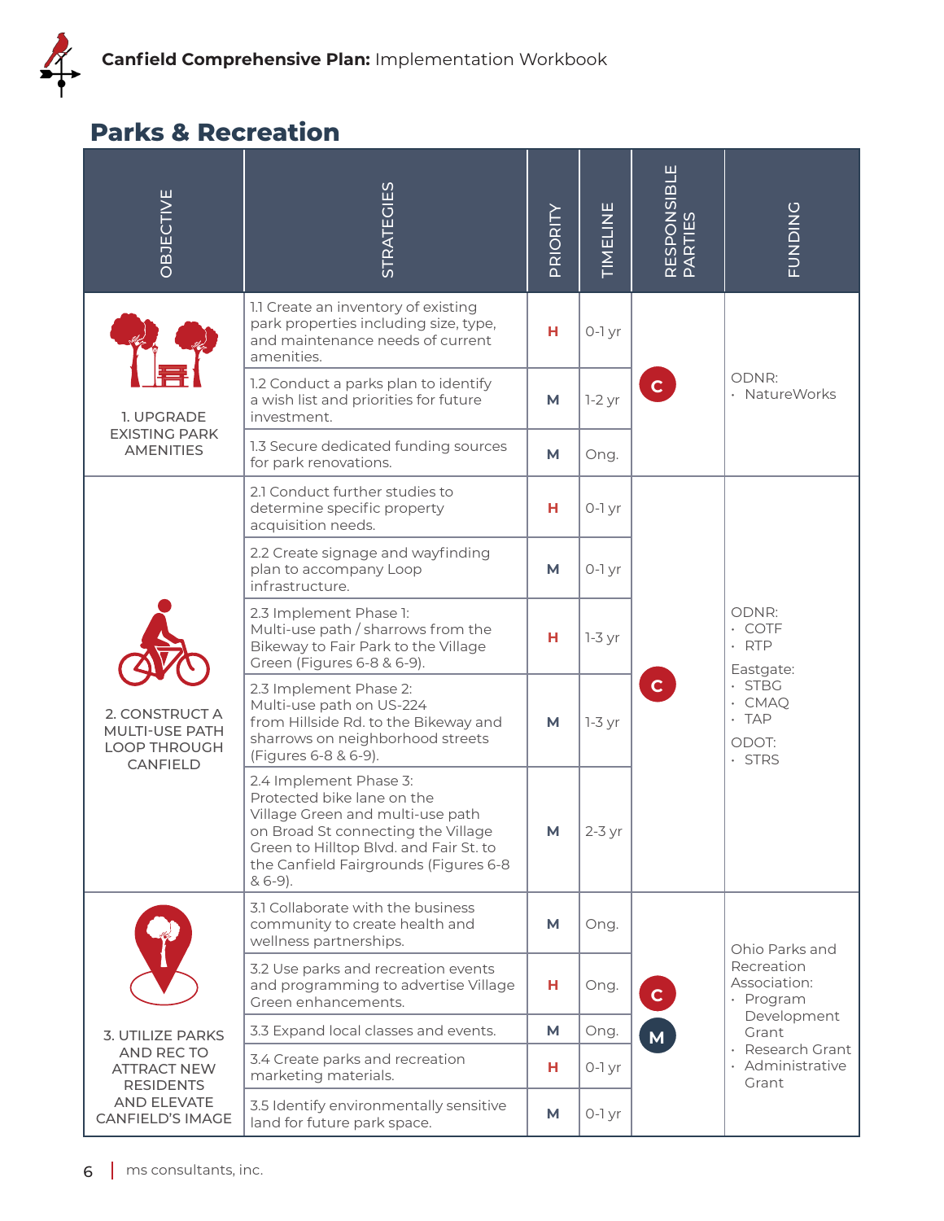## Parks & Recreation

| OBJECTIVE | STRATEGIES | PRIORITY | TIMELINE | RESPONSIBLE PARTIES | FUNDING |
|---|---|---|---|---|---|
| 1. UPGRADE EXISTING PARK AMENITIES | 1.1 Create an inventory of existing park properties including size, type, and maintenance needs of current amenities. | H | 0-1 yr | C | ODNR: • NatureWorks |
| | 1.2 Conduct a parks plan to identify a wish list and priorities for future investment. | M | 1-2 yr | | |
| | 1.3 Secure dedicated funding sources for park renovations. | M | Ong. | | |
| 2. CONSTRUCT A MULTI-USE PATH LOOP THROUGH CANFIELD | 2.1 Conduct further studies to determine specific property acquisition needs. | H | 0-1 yr | C | ODNR: • COTF • RTP Eastgate: • STBG • CMAQ • TAP ODOT: • STRS |
| | 2.2 Create signage and wayfinding plan to accompany Loop infrastructure. | M | 0-1 yr | | |
| | 2.3 Implement Phase 1: Multi-use path / sharrows from the Bikeway to Fair Park to the Village Green (Figures 6-8 & 6-9). | H | 1-3 yr | | |
| | 2.3 Implement Phase 2: Multi-use path on US-224 from Hillside Rd. to the Bikeway and sharrows on neighborhood streets (Figures 6-8 & 6-9). | M | 1-3 yr | | |
| | 2.4 Implement Phase 3: Protected bike lane on the Village Green and multi-use path on Broad St connecting the Village Green to Hilltop Blvd. and Fair St. to the Canfield Fairgrounds (Figures 6-8 & 6-9). | M | 2-3 yr | | |
| 3. UTILIZE PARKS AND REC TO ATTRACT NEW RESIDENTS AND ELEVATE CANFIELD'S IMAGE | 3.1 Collaborate with the business community to create health and wellness partnerships. | M | Ong. | C, M | Ohio Parks and Recreation Association: • Program Development Grant • Research Grant • Administrative Grant |
| | 3.2 Use parks and recreation events and programming to advertise Village Green enhancements. | H | Ong. | | |
| | 3.3 Expand local classes and events. | M | Ong. | | |
| | 3.4 Create parks and recreation marketing materials. | H | 0-1 yr | | |
| | 3.5 Identify environmentally sensitive land for future park space. | M | 0-1 yr | | |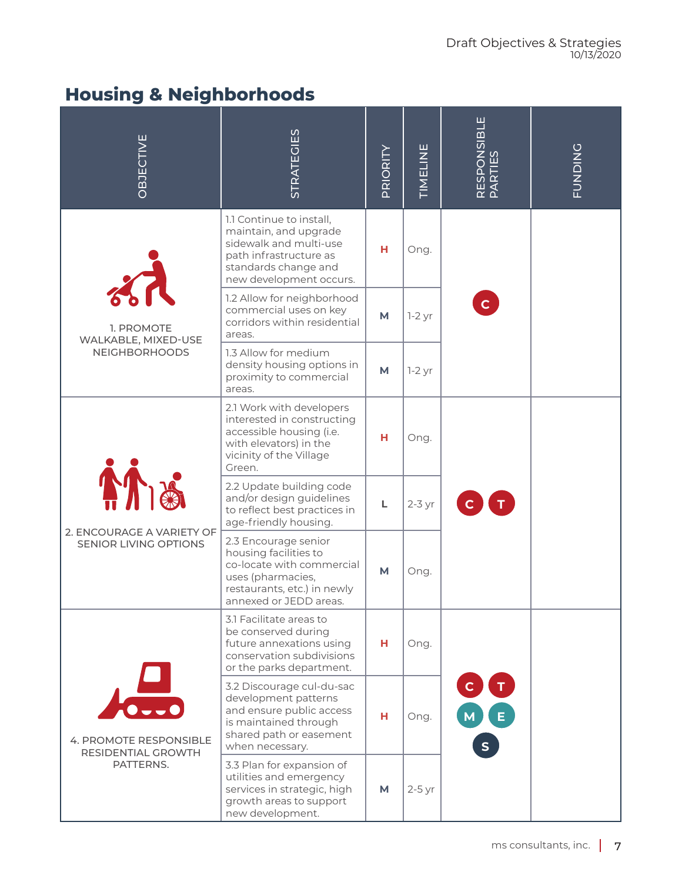## Housing & Neighborhoods

| OBJECTIVE | STRATEGIES | PRIORITY | TIMELINE | RESPONSIBLE PARTIES | FUNDING |
|---|---|---|---|---|---|
| 1. PROMOTE WALKABLE, MIXED-USE NEIGHBORHOODS | 1.1 Continue to install, maintain, and upgrade sidewalk and multi-use path infrastructure as standards change and new development occurs. | H | Ong. | C | |
| | 1.2 Allow for neighborhood commercial uses on key corridors within residential areas. | M | 1-2 yr | | |
| | 1.3 Allow for medium density housing options in proximity to commercial areas. | M | 1-2 yr | | |
| 2. ENCOURAGE A VARIETY OF SENIOR LIVING OPTIONS | 2.1 Work with developers interested in constructing accessible housing (i.e. with elevators) in the vicinity of the Village Green. | H | Ong. | C, T | |
| | 2.2 Update building code and/or design guidelines to reflect best practices in age-friendly housing. | L | 2-3 yr | | |
| | 2.3 Encourage senior housing facilities to co-locate with commercial uses (pharmacies, restaurants, etc.) in newly annexed or JEDD areas. | M | Ong. | | |
| 4. PROMOTE RESPONSIBLE RESIDENTIAL GROWTH PATTERNS. | 3.1 Facilitate areas to be conserved during future annexations using conservation subdivisions or the parks department. | H | Ong. | C, T, M, E, S | |
| | 3.2 Discourage cul-du-sac development patterns and ensure public access is maintained through shared path or easement when necessary. | H | Ong. | | |
| | 3.3 Plan for expansion of utilities and emergency services in strategic, high growth areas to support new development. | M | 2-5 yr | | |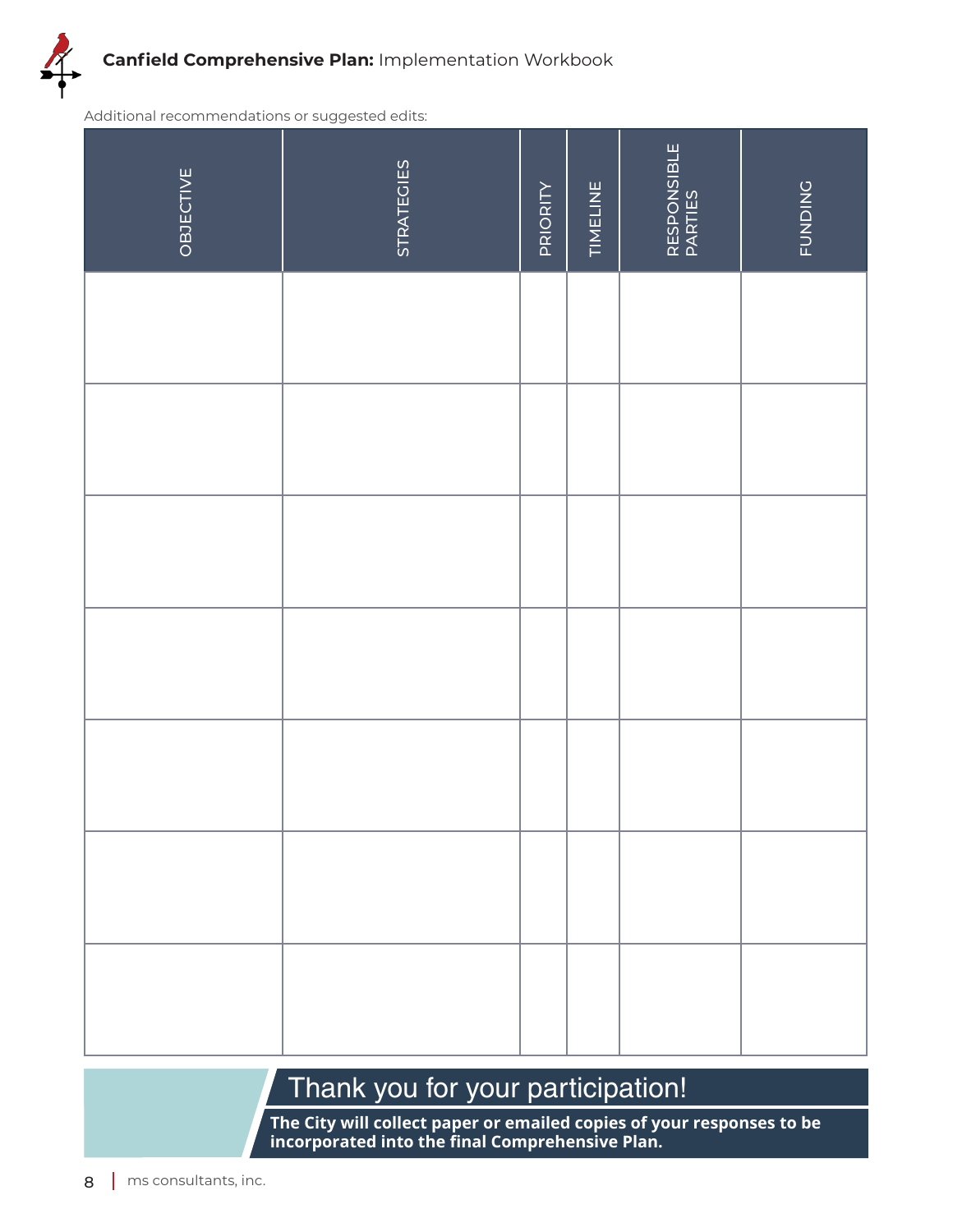Additional recommendations or suggested edits:

| OBJECTIVE | STRATEGIES | PRIORITY | TIMELINE | RESPONSIBLE PARTIES | FUNDING |
|---|---|---|---|---|---|
| | | | | | |
| | | | | | |
| | | | | | |
| | | | | | |
| | | | | | |
| | | | | | |
| | | | | | |

## Thank you for your participation!

**The City will collect paper or emailed copies of your responses to be incorporated into the final Comprehensive Plan.**